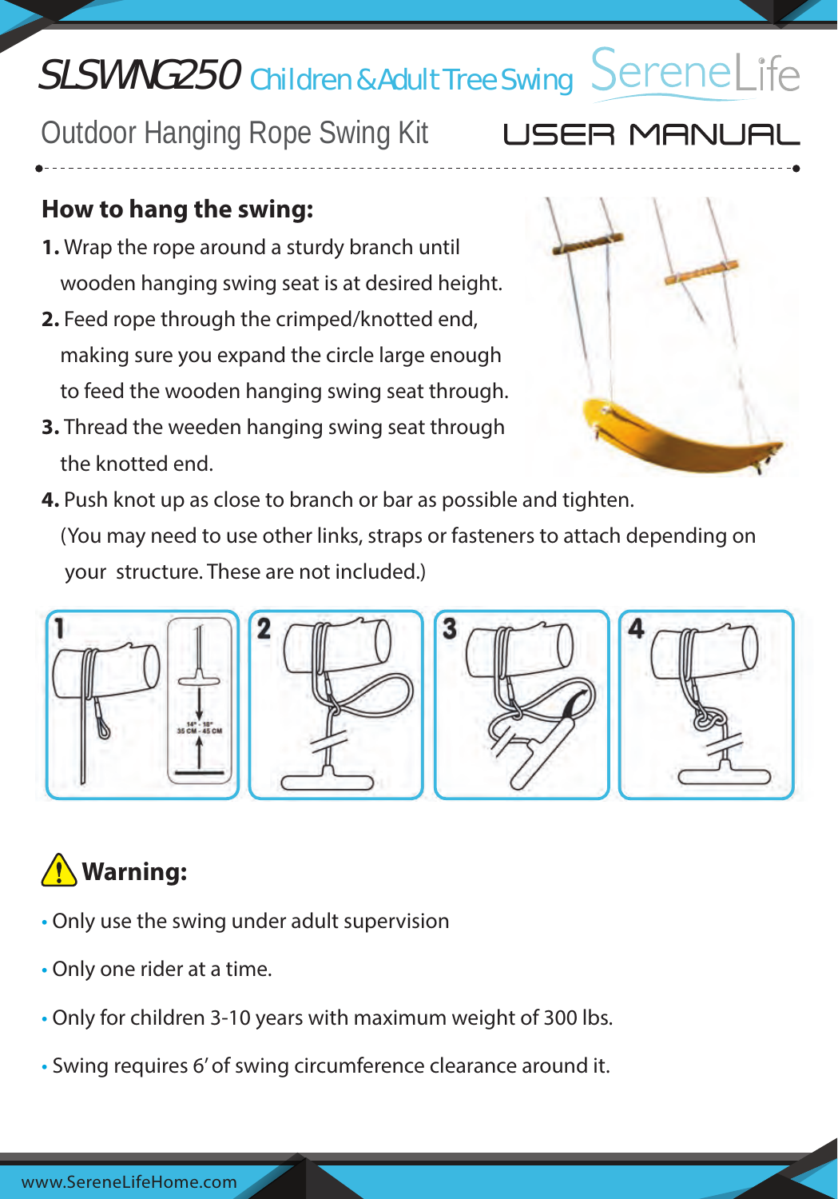# SLSWNG250 Children & Adult Tree Swing SereneLife

Outdoor Hanging Rope Swing Kit

USER MANUAL

## How to hang the swing:

1. Wrap the rope around a sturdy branch until wooden hanging swing seat is at desired height.
2. Feed rope through the crimped/knotted end, making sure you expand the circle large enough to feed the wooden hanging swing seat through.
3. Thread the weeden hanging swing seat through the knotted end.
4. Push knot up as close to branch or bar as possible and tighten.

(You may need to use other links, straps or fasteners to attach depending on your structure. These are not included.)

## Warning:

- Only use the swing under adult supervision
- Only one rider at a time.
- Only for children 3-10 years with maximum weight of 300 lbs.
- Swing requires 6' of swing circumference clearance around it.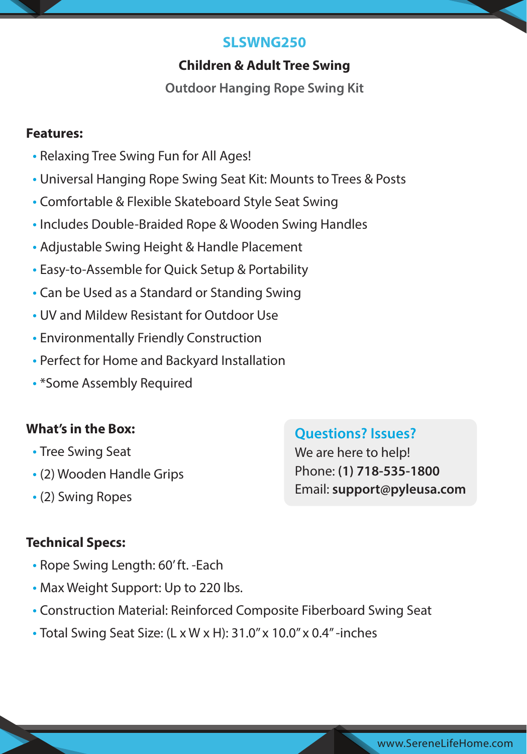# SLSWNG250

## Children & Adult Tree Swing

### Outdoor Hanging Rope Swing Kit

**Features:**

- Relaxing Tree Swing Fun for All Ages!
- Universal Hanging Rope Swing Seat Kit: Mounts to Trees & Posts
- Comfortable & Flexible Skateboard Style Seat Swing
- Includes Double-Braided Rope & Wooden Swing Handles
- Adjustable Swing Height & Handle Placement
- Easy-to-Assemble for Quick Setup & Portability
- Can be Used as a Standard or Standing Swing
- UV and Mildew Resistant for Outdoor Use
- Environmentally Friendly Construction
- Perfect for Home and Backyard Installation
- *Some Assembly Required

**What's in the Box:**

- Tree Swing Seat
- (2) Wooden Handle Grips
- (2) Swing Ropes

**Questions? Issues?**
We are here to help!
Phone: **(1) 718-535-1800**
Email: **support@pyleusa.com**

**Technical Specs:**

- Rope Swing Length: 60' ft. -Each
- Max Weight Support: Up to 220 lbs.
- Construction Material: Reinforced Composite Fiberboard Swing Seat
- Total Swing Seat Size: (L x W x H): 31.0" x 10.0" x 0.4" -inches

www.SereneLifeHome.com